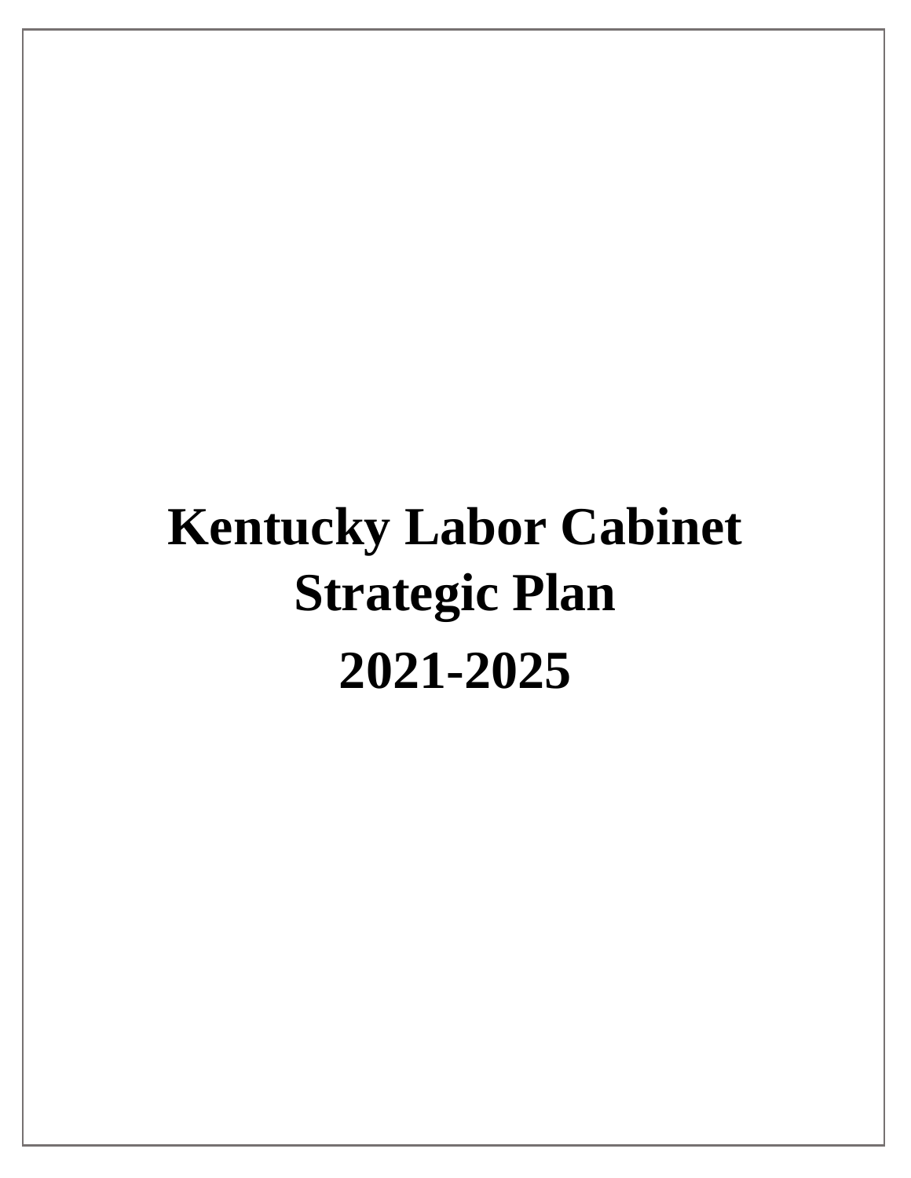# Kentucky Labor Cabinet Strategic Plan

# 2021-2025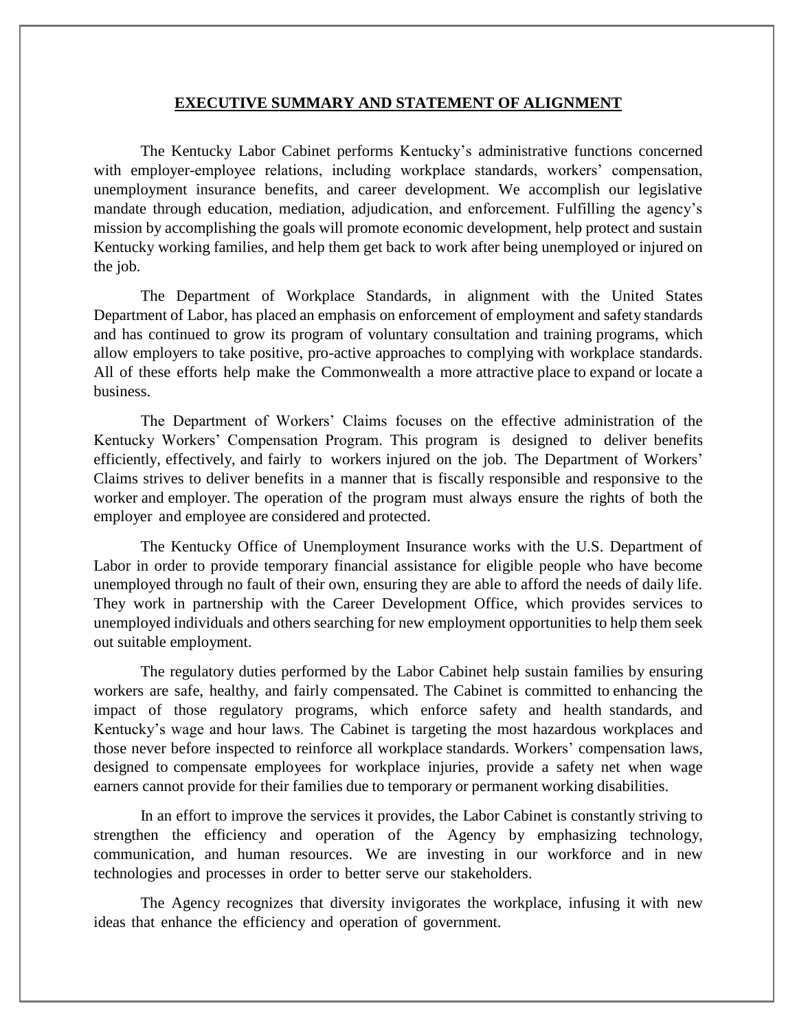## EXECUTIVE SUMMARY AND STATEMENT OF ALIGNMENT

The Kentucky Labor Cabinet performs Kentucky's administrative functions concerned with employer-employee relations, including workplace standards, workers' compensation, unemployment insurance benefits, and career development. We accomplish our legislative mandate through education, mediation, adjudication, and enforcement. Fulfilling the agency's mission by accomplishing the goals will promote economic development, help protect and sustain Kentucky working families, and help them get back to work after being unemployed or injured on the job.

The Department of Workplace Standards, in alignment with the United States Department of Labor, has placed an emphasis on enforcement of employment and safety standards and has continued to grow its program of voluntary consultation and training programs, which allow employers to take positive, pro-active approaches to complying with workplace standards. All of these efforts help make the Commonwealth a more attractive place to expand or locate a business.

The Department of Workers' Claims focuses on the effective administration of the Kentucky Workers' Compensation Program. This program is designed to deliver benefits efficiently, effectively, and fairly to workers injured on the job. The Department of Workers' Claims strives to deliver benefits in a manner that is fiscally responsible and responsive to the worker and employer. The operation of the program must always ensure the rights of both the employer and employee are considered and protected.

The Kentucky Office of Unemployment Insurance works with the U.S. Department of Labor in order to provide temporary financial assistance for eligible people who have become unemployed through no fault of their own, ensuring they are able to afford the needs of daily life. They work in partnership with the Career Development Office, which provides services to unemployed individuals and others searching for new employment opportunities to help them seek out suitable employment.

The regulatory duties performed by the Labor Cabinet help sustain families by ensuring workers are safe, healthy, and fairly compensated. The Cabinet is committed to enhancing the impact of those regulatory programs, which enforce safety and health standards, and Kentucky's wage and hour laws. The Cabinet is targeting the most hazardous workplaces and those never before inspected to reinforce all workplace standards. Workers' compensation laws, designed to compensate employees for workplace injuries, provide a safety net when wage earners cannot provide for their families due to temporary or permanent working disabilities.

In an effort to improve the services it provides, the Labor Cabinet is constantly striving to strengthen the efficiency and operation of the Agency by emphasizing technology, communication, and human resources. We are investing in our workforce and in new technologies and processes in order to better serve our stakeholders.

The Agency recognizes that diversity invigorates the workplace, infusing it with new ideas that enhance the efficiency and operation of government.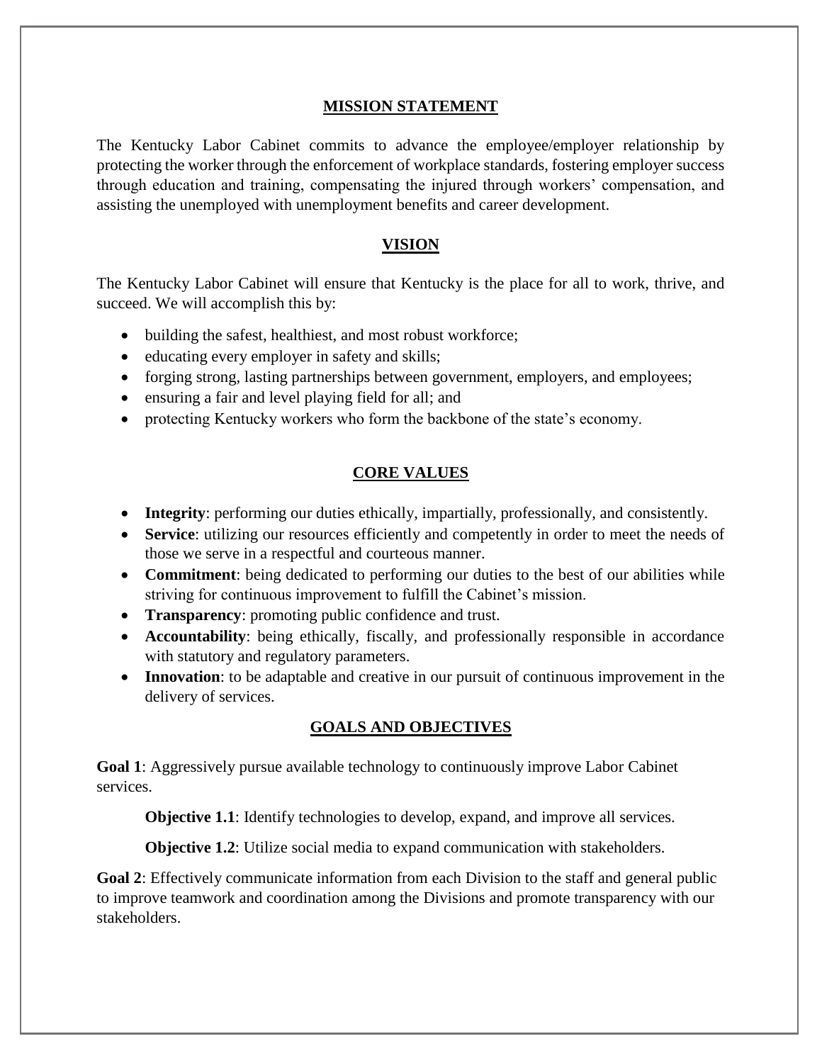## MISSION STATEMENT

The Kentucky Labor Cabinet commits to advance the employee/employer relationship by protecting the worker through the enforcement of workplace standards, fostering employer success through education and training, compensating the injured through workers' compensation, and assisting the unemployed with unemployment benefits and career development.

## VISION

The Kentucky Labor Cabinet will ensure that Kentucky is the place for all to work, thrive, and succeed. We will accomplish this by:

- building the safest, healthiest, and most robust workforce;
- educating every employer in safety and skills;
- forging strong, lasting partnerships between government, employers, and employees;
- ensuring a fair and level playing field for all; and
- protecting Kentucky workers who form the backbone of the state's economy.

## CORE VALUES

- **Integrity**: performing our duties ethically, impartially, professionally, and consistently.
- **Service**: utilizing our resources efficiently and competently in order to meet the needs of those we serve in a respectful and courteous manner.
- **Commitment**: being dedicated to performing our duties to the best of our abilities while striving for continuous improvement to fulfill the Cabinet's mission.
- **Transparency**: promoting public confidence and trust.
- **Accountability**: being ethically, fiscally, and professionally responsible in accordance with statutory and regulatory parameters.
- **Innovation**: to be adaptable and creative in our pursuit of continuous improvement in the delivery of services.

## GOALS AND OBJECTIVES

**Goal 1**: Aggressively pursue available technology to continuously improve Labor Cabinet services.

> **Objective 1.1**: Identify technologies to develop, expand, and improve all services.
>
> **Objective 1.2**: Utilize social media to expand communication with stakeholders.

**Goal 2**: Effectively communicate information from each Division to the staff and general public to improve teamwork and coordination among the Divisions and promote transparency with our stakeholders.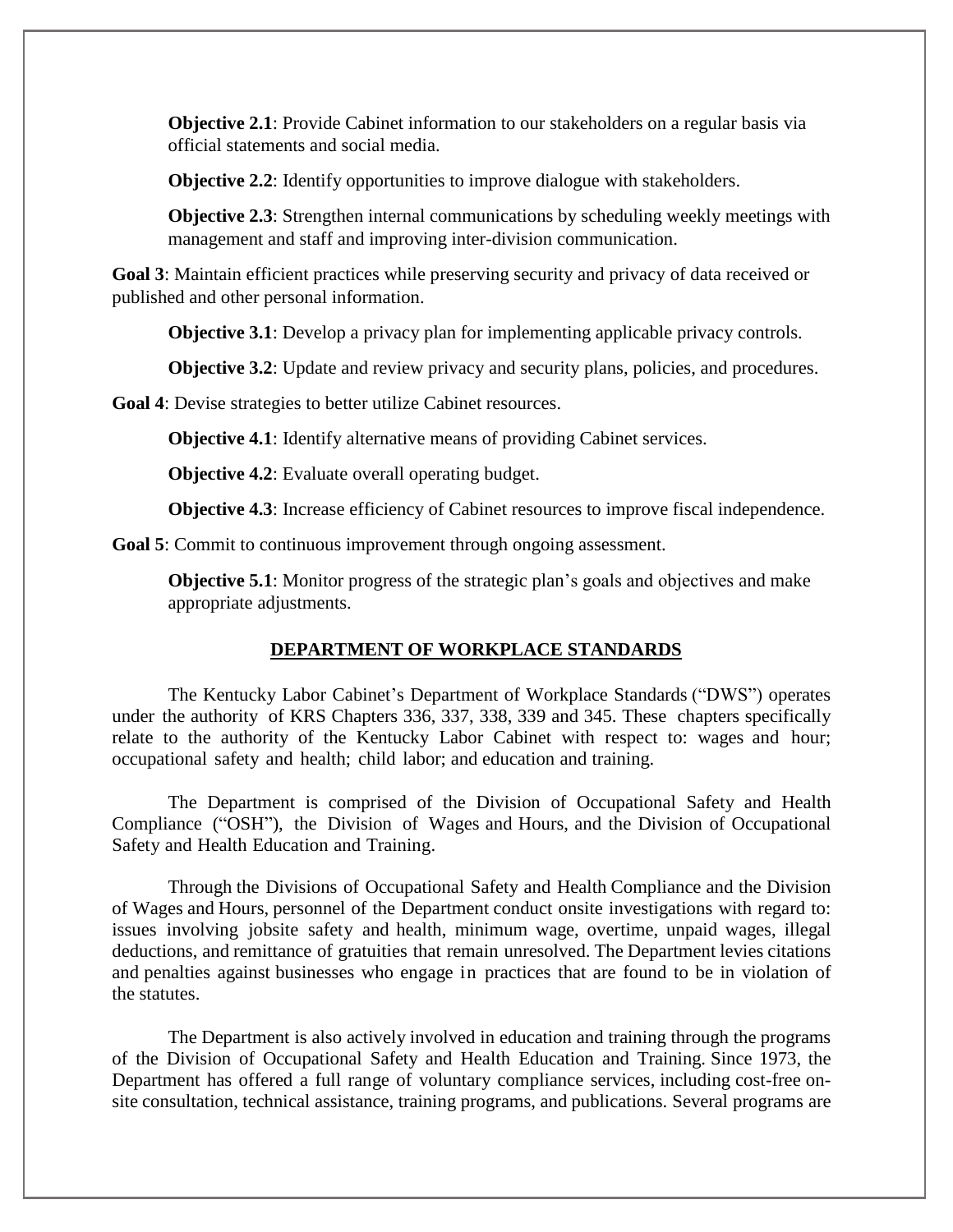**Objective 2.1**: Provide Cabinet information to our stakeholders on a regular basis via official statements and social media.

**Objective 2.2**: Identify opportunities to improve dialogue with stakeholders.

**Objective 2.3**: Strengthen internal communications by scheduling weekly meetings with management and staff and improving inter-division communication.

**Goal 3**: Maintain efficient practices while preserving security and privacy of data received or published and other personal information.

**Objective 3.1**: Develop a privacy plan for implementing applicable privacy controls.

**Objective 3.2**: Update and review privacy and security plans, policies, and procedures.

**Goal 4**: Devise strategies to better utilize Cabinet resources.

**Objective 4.1**: Identify alternative means of providing Cabinet services.

**Objective 4.2**: Evaluate overall operating budget.

**Objective 4.3**: Increase efficiency of Cabinet resources to improve fiscal independence.

**Goal 5**: Commit to continuous improvement through ongoing assessment.

**Objective 5.1**: Monitor progress of the strategic plan's goals and objectives and make appropriate adjustments.

## DEPARTMENT OF WORKPLACE STANDARDS

The Kentucky Labor Cabinet's Department of Workplace Standards ("DWS") operates under the authority of KRS Chapters 336, 337, 338, 339 and 345. These chapters specifically relate to the authority of the Kentucky Labor Cabinet with respect to: wages and hour; occupational safety and health; child labor; and education and training.

The Department is comprised of the Division of Occupational Safety and Health Compliance ("OSH"), the Division of Wages and Hours, and the Division of Occupational Safety and Health Education and Training.

Through the Divisions of Occupational Safety and Health Compliance and the Division of Wages and Hours, personnel of the Department conduct onsite investigations with regard to: issues involving jobsite safety and health, minimum wage, overtime, unpaid wages, illegal deductions, and remittance of gratuities that remain unresolved. The Department levies citations and penalties against businesses who engage in practices that are found to be in violation of the statutes.

The Department is also actively involved in education and training through the programs of the Division of Occupational Safety and Health Education and Training. Since 1973, the Department has offered a full range of voluntary compliance services, including cost-free on-site consultation, technical assistance, training programs, and publications. Several programs are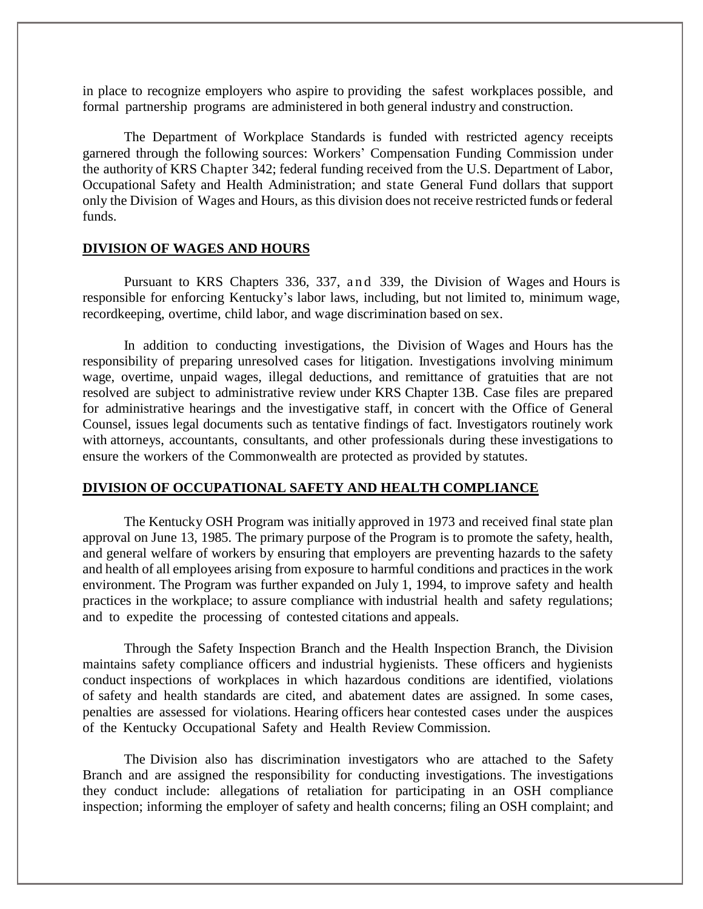in place to recognize employers who aspire to providing the safest workplaces possible, and formal partnership programs are administered in both general industry and construction.

The Department of Workplace Standards is funded with restricted agency receipts garnered through the following sources: Workers' Compensation Funding Commission under the authority of KRS Chapter 342; federal funding received from the U.S. Department of Labor, Occupational Safety and Health Administration; and state General Fund dollars that support only the Division of Wages and Hours, as this division does not receive restricted funds or federal funds.

## DIVISION OF WAGES AND HOURS

Pursuant to KRS Chapters 336, 337, and 339, the Division of Wages and Hours is responsible for enforcing Kentucky's labor laws, including, but not limited to, minimum wage, recordkeeping, overtime, child labor, and wage discrimination based on sex.

In addition to conducting investigations, the Division of Wages and Hours has the responsibility of preparing unresolved cases for litigation. Investigations involving minimum wage, overtime, unpaid wages, illegal deductions, and remittance of gratuities that are not resolved are subject to administrative review under KRS Chapter 13B. Case files are prepared for administrative hearings and the investigative staff, in concert with the Office of General Counsel, issues legal documents such as tentative findings of fact. Investigators routinely work with attorneys, accountants, consultants, and other professionals during these investigations to ensure the workers of the Commonwealth are protected as provided by statutes.

## DIVISION OF OCCUPATIONAL SAFETY AND HEALTH COMPLIANCE

The Kentucky OSH Program was initially approved in 1973 and received final state plan approval on June 13, 1985. The primary purpose of the Program is to promote the safety, health, and general welfare of workers by ensuring that employers are preventing hazards to the safety and health of all employees arising from exposure to harmful conditions and practices in the work environment. The Program was further expanded on July 1, 1994, to improve safety and health practices in the workplace; to assure compliance with industrial health and safety regulations; and to expedite the processing of contested citations and appeals.

Through the Safety Inspection Branch and the Health Inspection Branch, the Division maintains safety compliance officers and industrial hygienists. These officers and hygienists conduct inspections of workplaces in which hazardous conditions are identified, violations of safety and health standards are cited, and abatement dates are assigned. In some cases, penalties are assessed for violations. Hearing officers hear contested cases under the auspices of the Kentucky Occupational Safety and Health Review Commission.

The Division also has discrimination investigators who are attached to the Safety Branch and are assigned the responsibility for conducting investigations. The investigations they conduct include: allegations of retaliation for participating in an OSH compliance inspection; informing the employer of safety and health concerns; filing an OSH complaint; and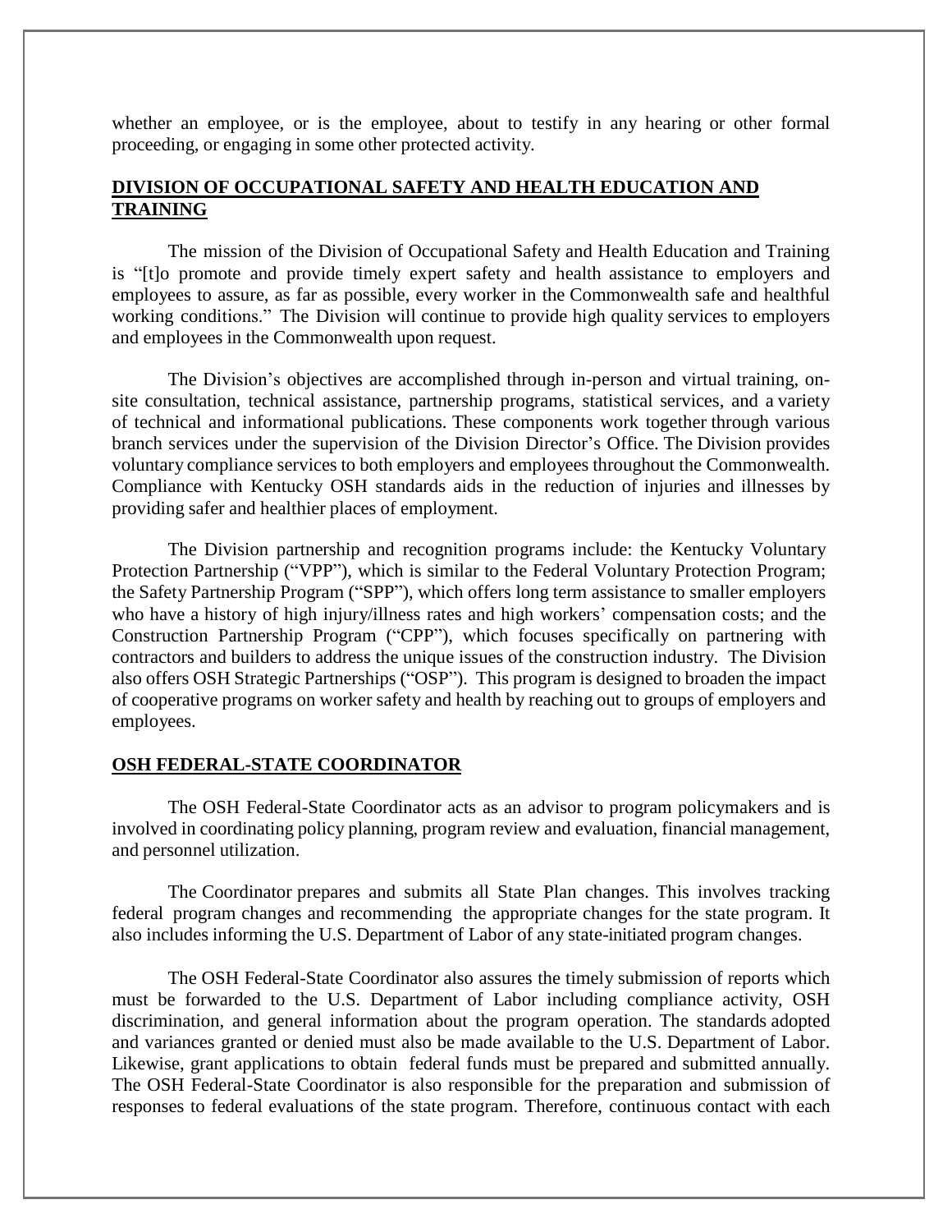whether an employee, or is the employee, about to testify in any hearing or other formal proceeding, or engaging in some other protected activity.

## DIVISION OF OCCUPATIONAL SAFETY AND HEALTH EDUCATION AND TRAINING

The mission of the Division of Occupational Safety and Health Education and Training is "[t]o promote and provide timely expert safety and health assistance to employers and employees to assure, as far as possible, every worker in the Commonwealth safe and healthful working conditions." The Division will continue to provide high quality services to employers and employees in the Commonwealth upon request.

The Division's objectives are accomplished through in-person and virtual training, on-site consultation, technical assistance, partnership programs, statistical services, and a variety of technical and informational publications. These components work together through various branch services under the supervision of the Division Director's Office. The Division provides voluntary compliance services to both employers and employees throughout the Commonwealth. Compliance with Kentucky OSH standards aids in the reduction of injuries and illnesses by providing safer and healthier places of employment.

The Division partnership and recognition programs include: the Kentucky Voluntary Protection Partnership ("VPP"), which is similar to the Federal Voluntary Protection Program; the Safety Partnership Program ("SPP"), which offers long term assistance to smaller employers who have a history of high injury/illness rates and high workers' compensation costs; and the Construction Partnership Program ("CPP"), which focuses specifically on partnering with contractors and builders to address the unique issues of the construction industry. The Division also offers OSH Strategic Partnerships ("OSP"). This program is designed to broaden the impact of cooperative programs on worker safety and health by reaching out to groups of employers and employees.

## OSH FEDERAL-STATE COORDINATOR

The OSH Federal-State Coordinator acts as an advisor to program policymakers and is involved in coordinating policy planning, program review and evaluation, financial management, and personnel utilization.

The Coordinator prepares and submits all State Plan changes. This involves tracking federal program changes and recommending the appropriate changes for the state program. It also includes informing the U.S. Department of Labor of any state-initiated program changes.

The OSH Federal-State Coordinator also assures the timely submission of reports which must be forwarded to the U.S. Department of Labor including compliance activity, OSH discrimination, and general information about the program operation. The standards adopted and variances granted or denied must also be made available to the U.S. Department of Labor. Likewise, grant applications to obtain federal funds must be prepared and submitted annually. The OSH Federal-State Coordinator is also responsible for the preparation and submission of responses to federal evaluations of the state program. Therefore, continuous contact with each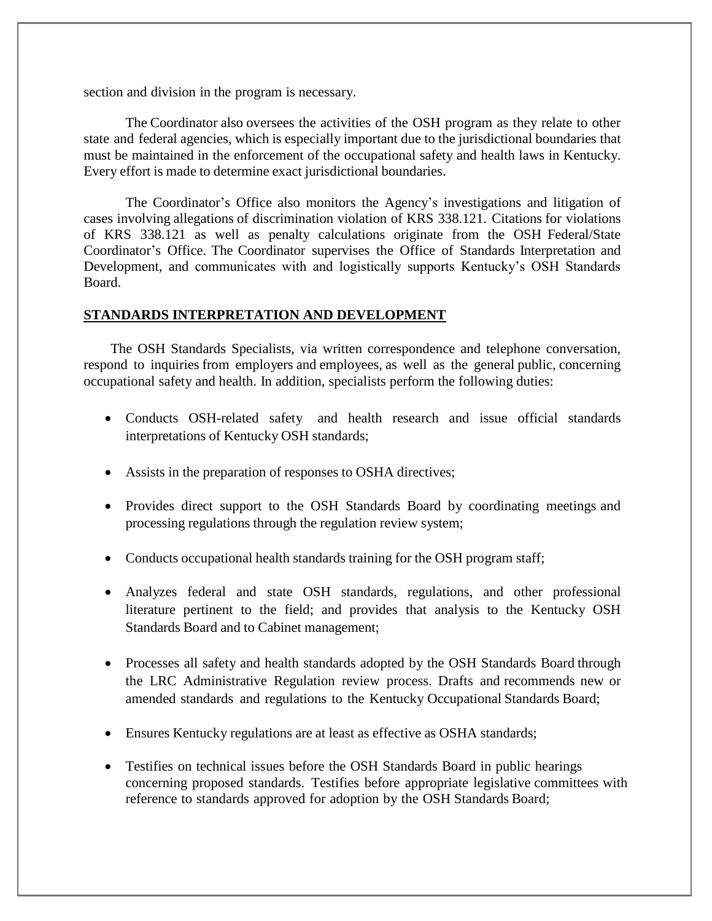section and division in the program is necessary.

The Coordinator also oversees the activities of the OSH program as they relate to other state and federal agencies, which is especially important due to the jurisdictional boundaries that must be maintained in the enforcement of the occupational safety and health laws in Kentucky. Every effort is made to determine exact jurisdictional boundaries.

The Coordinator's Office also monitors the Agency's investigations and litigation of cases involving allegations of discrimination violation of KRS 338.121. Citations for violations of KRS 338.121 as well as penalty calculations originate from the OSH Federal/State Coordinator's Office. The Coordinator supervises the Office of Standards Interpretation and Development, and communicates with and logistically supports Kentucky's OSH Standards Board.

## STANDARDS INTERPRETATION AND DEVELOPMENT

The OSH Standards Specialists, via written correspondence and telephone conversation, respond to inquiries from employers and employees, as well as the general public, concerning occupational safety and health. In addition, specialists perform the following duties:

- Conducts OSH-related safety and health research and issue official standards interpretations of Kentucky OSH standards;
- Assists in the preparation of responses to OSHA directives;
- Provides direct support to the OSH Standards Board by coordinating meetings and processing regulations through the regulation review system;
- Conducts occupational health standards training for the OSH program staff;
- Analyzes federal and state OSH standards, regulations, and other professional literature pertinent to the field; and provides that analysis to the Kentucky OSH Standards Board and to Cabinet management;
- Processes all safety and health standards adopted by the OSH Standards Board through the LRC Administrative Regulation review process. Drafts and recommends new or amended standards and regulations to the Kentucky Occupational Standards Board;
- Ensures Kentucky regulations are at least as effective as OSHA standards;
- Testifies on technical issues before the OSH Standards Board in public hearings concerning proposed standards. Testifies before appropriate legislative committees with reference to standards approved for adoption by the OSH Standards Board;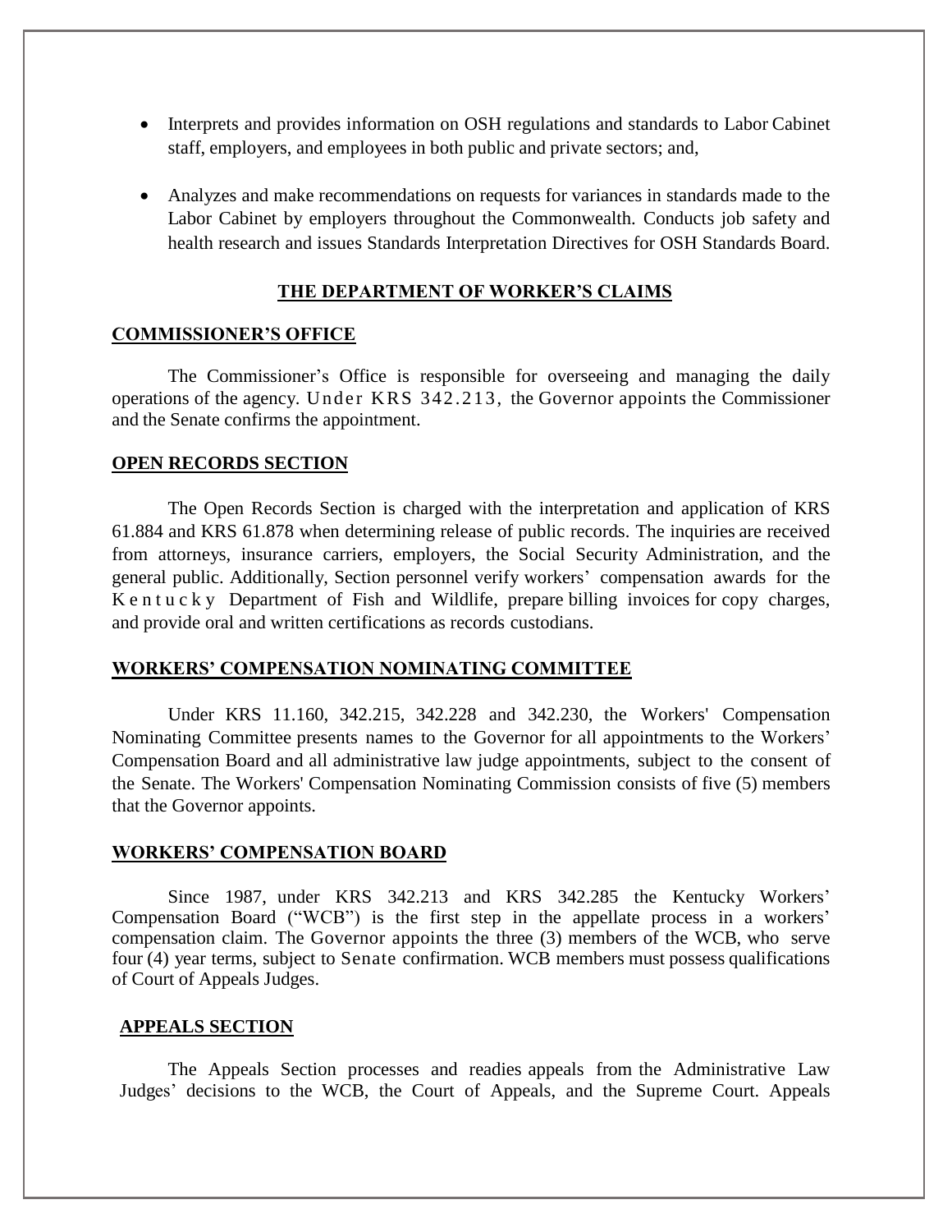- Interprets and provides information on OSH regulations and standards to Labor Cabinet staff, employers, and employees in both public and private sectors; and,

- Analyzes and make recommendations on requests for variances in standards made to the Labor Cabinet by employers throughout the Commonwealth. Conducts job safety and health research and issues Standards Interpretation Directives for OSH Standards Board.

## THE DEPARTMENT OF WORKER'S CLAIMS

### COMMISSIONER'S OFFICE

The Commissioner's Office is responsible for overseeing and managing the daily operations of the agency. Under KRS 342.213, the Governor appoints the Commissioner and the Senate confirms the appointment.

### OPEN RECORDS SECTION

The Open Records Section is charged with the interpretation and application of KRS 61.884 and KRS 61.878 when determining release of public records. The inquiries are received from attorneys, insurance carriers, employers, the Social Security Administration, and the general public. Additionally, Section personnel verify workers' compensation awards for the Kentucky Department of Fish and Wildlife, prepare billing invoices for copy charges, and provide oral and written certifications as records custodians.

### WORKERS' COMPENSATION NOMINATING COMMITTEE

Under KRS 11.160, 342.215, 342.228 and 342.230, the Workers' Compensation Nominating Committee presents names to the Governor for all appointments to the Workers' Compensation Board and all administrative law judge appointments, subject to the consent of the Senate. The Workers' Compensation Nominating Commission consists of five (5) members that the Governor appoints.

### WORKERS' COMPENSATION BOARD

Since 1987, under KRS 342.213 and KRS 342.285 the Kentucky Workers' Compensation Board ("WCB") is the first step in the appellate process in a workers' compensation claim. The Governor appoints the three (3) members of the WCB, who serve four (4) year terms, subject to Senate confirmation. WCB members must possess qualifications of Court of Appeals Judges.

### APPEALS SECTION

The Appeals Section processes and readies appeals from the Administrative Law Judges' decisions to the WCB, the Court of Appeals, and the Supreme Court. Appeals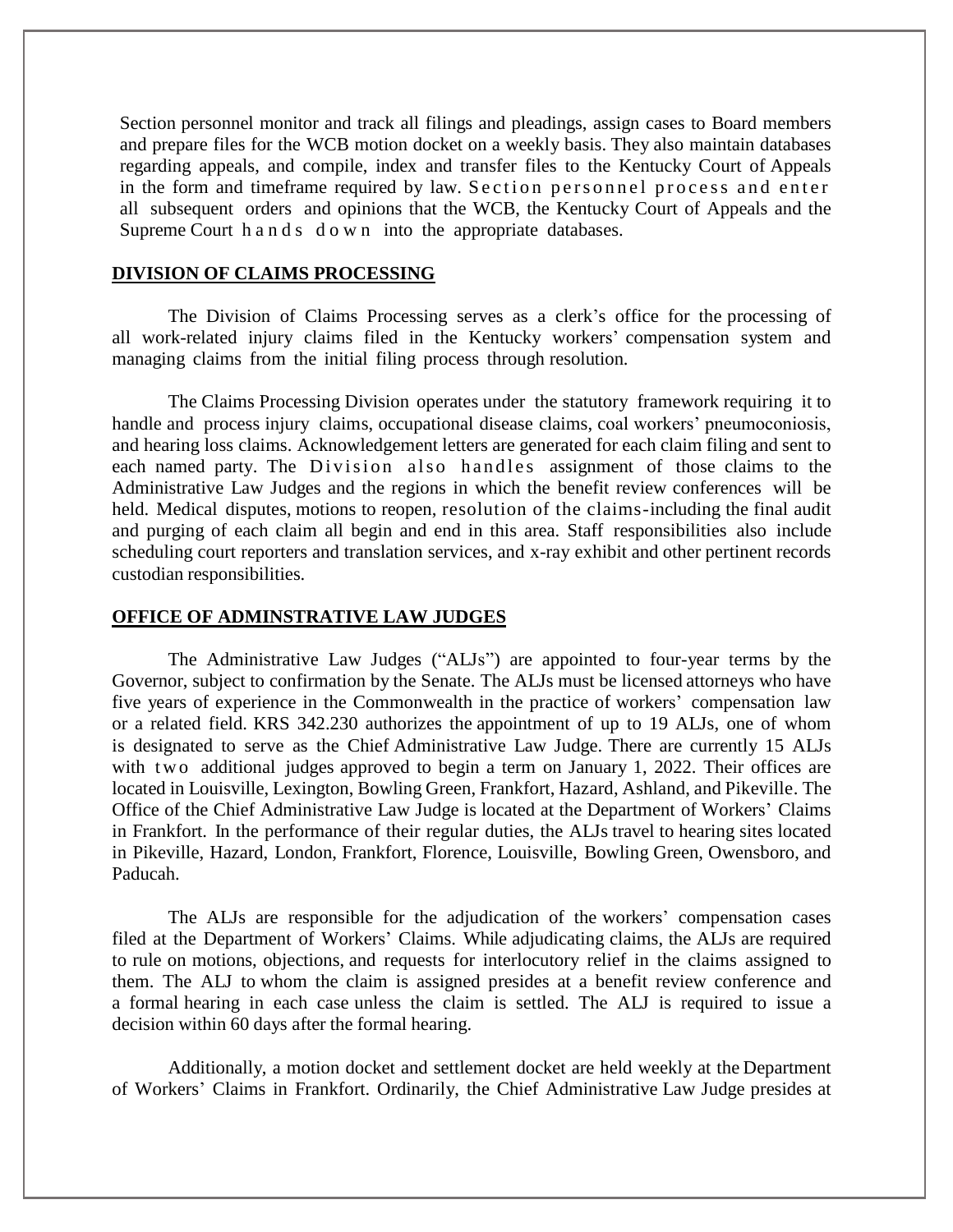Section personnel monitor and track all filings and pleadings, assign cases to Board members and prepare files for the WCB motion docket on a weekly basis. They also maintain databases regarding appeals, and compile, index and transfer files to the Kentucky Court of Appeals in the form and timeframe required by law. Section personnel process and enter all subsequent orders and opinions that the WCB, the Kentucky Court of Appeals and the Supreme Court hands down into the appropriate databases.

## DIVISION OF CLAIMS PROCESSING

The Division of Claims Processing serves as a clerk's office for the processing of all work-related injury claims filed in the Kentucky workers' compensation system and managing claims from the initial filing process through resolution.

The Claims Processing Division operates under the statutory framework requiring it to handle and process injury claims, occupational disease claims, coal workers' pneumoconiosis, and hearing loss claims. Acknowledgement letters are generated for each claim filing and sent to each named party. The Division also handles assignment of those claims to the Administrative Law Judges and the regions in which the benefit review conferences will be held. Medical disputes, motions to reopen, resolution of the claims-including the final audit and purging of each claim all begin and end in this area. Staff responsibilities also include scheduling court reporters and translation services, and x-ray exhibit and other pertinent records custodian responsibilities.

## OFFICE OF ADMINSTRATIVE LAW JUDGES

The Administrative Law Judges ("ALJs") are appointed to four-year terms by the Governor, subject to confirmation by the Senate. The ALJs must be licensed attorneys who have five years of experience in the Commonwealth in the practice of workers' compensation law or a related field. KRS 342.230 authorizes the appointment of up to 19 ALJs, one of whom is designated to serve as the Chief Administrative Law Judge. There are currently 15 ALJs with two additional judges approved to begin a term on January 1, 2022. Their offices are located in Louisville, Lexington, Bowling Green, Frankfort, Hazard, Ashland, and Pikeville. The Office of the Chief Administrative Law Judge is located at the Department of Workers' Claims in Frankfort. In the performance of their regular duties, the ALJs travel to hearing sites located in Pikeville, Hazard, London, Frankfort, Florence, Louisville, Bowling Green, Owensboro, and Paducah.

The ALJs are responsible for the adjudication of the workers' compensation cases filed at the Department of Workers' Claims. While adjudicating claims, the ALJs are required to rule on motions, objections, and requests for interlocutory relief in the claims assigned to them. The ALJ to whom the claim is assigned presides at a benefit review conference and a formal hearing in each case unless the claim is settled. The ALJ is required to issue a decision within 60 days after the formal hearing.

Additionally, a motion docket and settlement docket are held weekly at the Department of Workers' Claims in Frankfort. Ordinarily, the Chief Administrative Law Judge presides at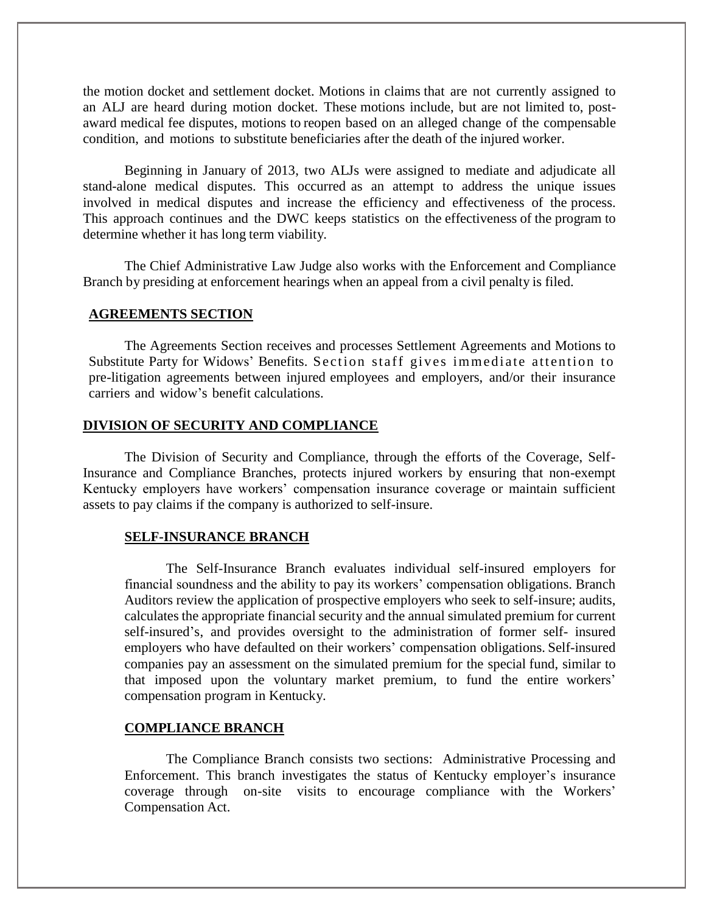the motion docket and settlement docket. Motions in claims that are not currently assigned to an ALJ are heard during motion docket. These motions include, but are not limited to, post-award medical fee disputes, motions to reopen based on an alleged change of the compensable condition, and motions to substitute beneficiaries after the death of the injured worker.

Beginning in January of 2013, two ALJs were assigned to mediate and adjudicate all stand-alone medical disputes. This occurred as an attempt to address the unique issues involved in medical disputes and increase the efficiency and effectiveness of the process. This approach continues and the DWC keeps statistics on the effectiveness of the program to determine whether it has long term viability.

The Chief Administrative Law Judge also works with the Enforcement and Compliance Branch by presiding at enforcement hearings when an appeal from a civil penalty is filed.

## AGREEMENTS SECTION

The Agreements Section receives and processes Settlement Agreements and Motions to Substitute Party for Widows' Benefits. Section staff gives immediate attention to pre-litigation agreements between injured employees and employers, and/or their insurance carriers and widow's benefit calculations.

## DIVISION OF SECURITY AND COMPLIANCE

The Division of Security and Compliance, through the efforts of the Coverage, Self-Insurance and Compliance Branches, protects injured workers by ensuring that non-exempt Kentucky employers have workers' compensation insurance coverage or maintain sufficient assets to pay claims if the company is authorized to self-insure.

### SELF-INSURANCE BRANCH

The Self-Insurance Branch evaluates individual self-insured employers for financial soundness and the ability to pay its workers' compensation obligations. Branch Auditors review the application of prospective employers who seek to self-insure; audits, calculates the appropriate financial security and the annual simulated premium for current self-insured's, and provides oversight to the administration of former self- insured employers who have defaulted on their workers' compensation obligations. Self-insured companies pay an assessment on the simulated premium for the special fund, similar to that imposed upon the voluntary market premium, to fund the entire workers' compensation program in Kentucky.

### COMPLIANCE BRANCH

The Compliance Branch consists two sections: Administrative Processing and Enforcement. This branch investigates the status of Kentucky employer's insurance coverage through on-site visits to encourage compliance with the Workers' Compensation Act.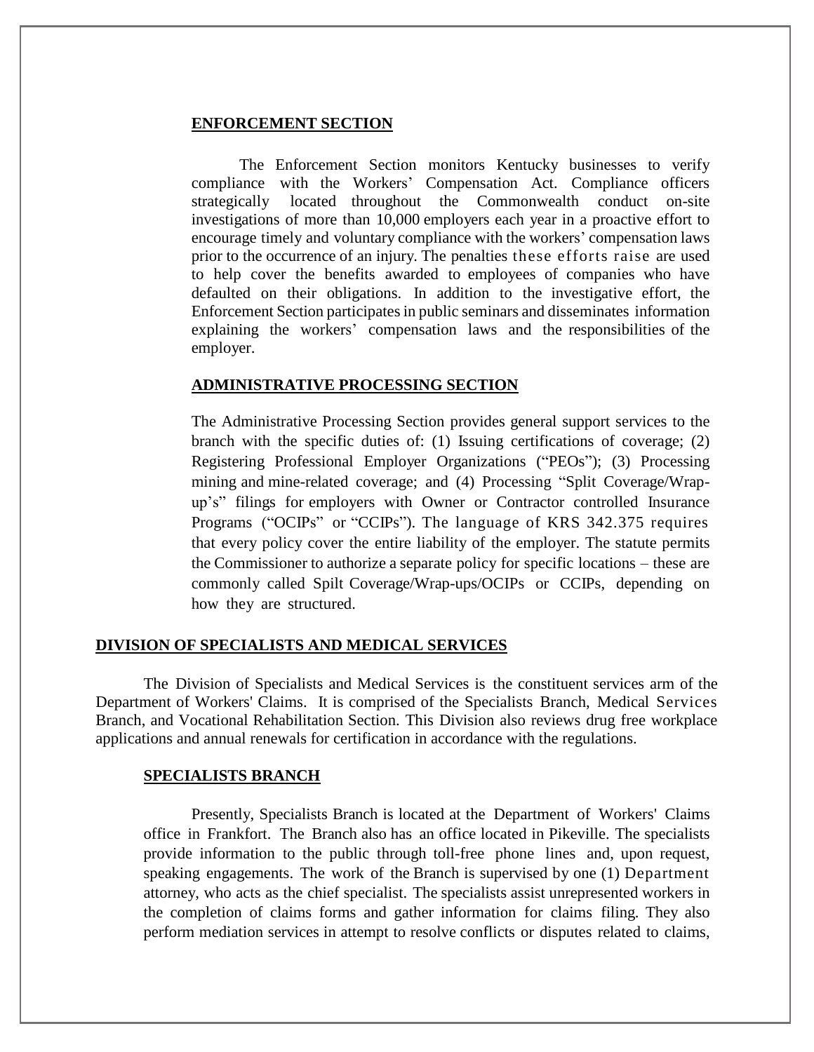### ENFORCEMENT SECTION

The Enforcement Section monitors Kentucky businesses to verify compliance with the Workers' Compensation Act. Compliance officers strategically located throughout the Commonwealth conduct on-site investigations of more than 10,000 employers each year in a proactive effort to encourage timely and voluntary compliance with the workers' compensation laws prior to the occurrence of an injury. The penalties these efforts raise are used to help cover the benefits awarded to employees of companies who have defaulted on their obligations. In addition to the investigative effort, the Enforcement Section participates in public seminars and disseminates information explaining the workers' compensation laws and the responsibilities of the employer.

### ADMINISTRATIVE PROCESSING SECTION

The Administrative Processing Section provides general support services to the branch with the specific duties of: (1) Issuing certifications of coverage; (2) Registering Professional Employer Organizations ("PEOs"); (3) Processing mining and mine-related coverage; and (4) Processing "Split Coverage/Wrap-up's" filings for employers with Owner or Contractor controlled Insurance Programs ("OCIPs" or "CCIPs"). The language of KRS 342.375 requires that every policy cover the entire liability of the employer. The statute permits the Commissioner to authorize a separate policy for specific locations – these are commonly called Spilt Coverage/Wrap-ups/OCIPs or CCIPs, depending on how they are structured.

## DIVISION OF SPECIALISTS AND MEDICAL SERVICES

The Division of Specialists and Medical Services is the constituent services arm of the Department of Workers' Claims. It is comprised of the Specialists Branch, Medical Services Branch, and Vocational Rehabilitation Section. This Division also reviews drug free workplace applications and annual renewals for certification in accordance with the regulations.

### SPECIALISTS BRANCH

Presently, Specialists Branch is located at the Department of Workers' Claims office in Frankfort. The Branch also has an office located in Pikeville. The specialists provide information to the public through toll-free phone lines and, upon request, speaking engagements. The work of the Branch is supervised by one (1) Department attorney, who acts as the chief specialist. The specialists assist unrepresented workers in the completion of claims forms and gather information for claims filing. They also perform mediation services in attempt to resolve conflicts or disputes related to claims,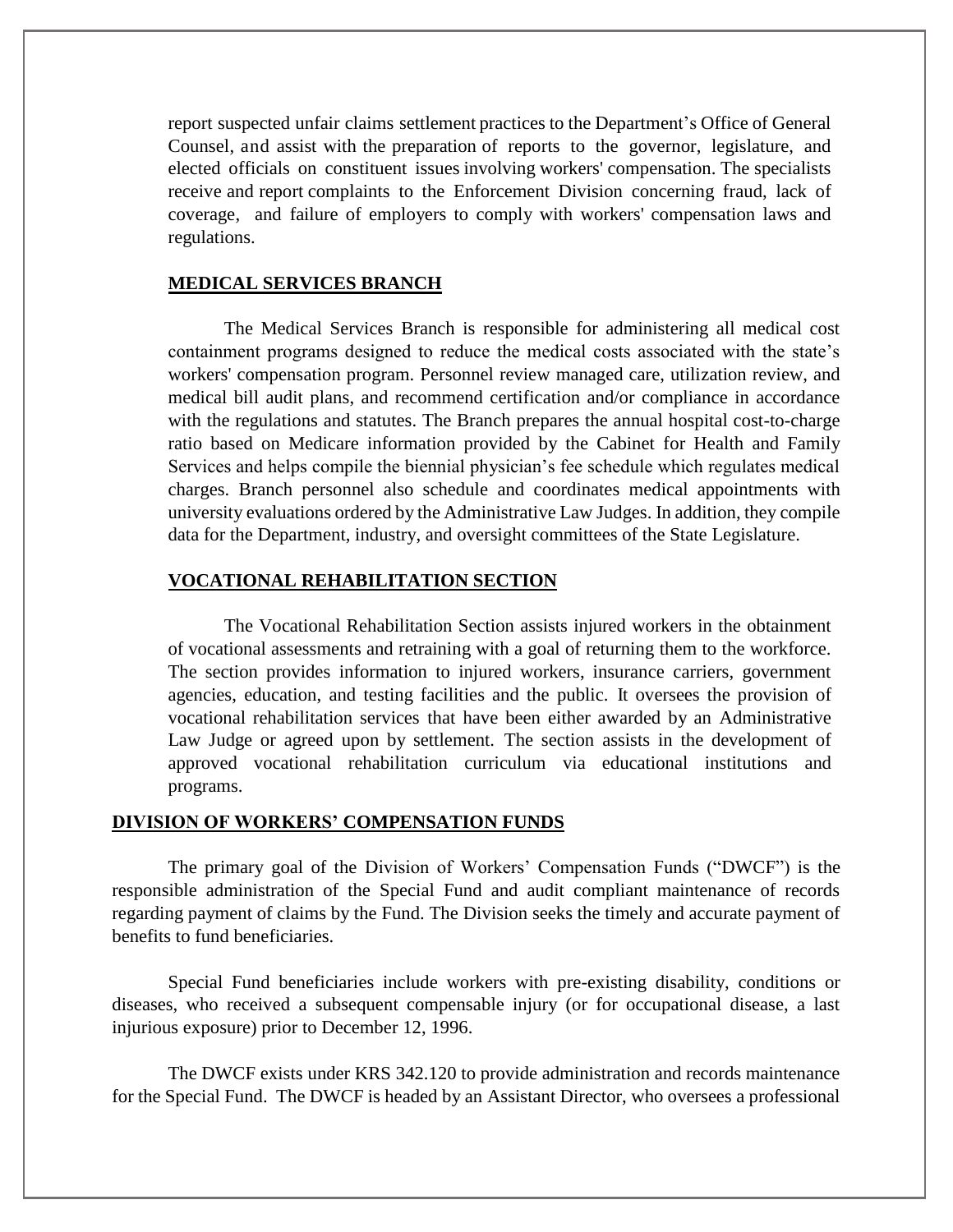report suspected unfair claims settlement practices to the Department's Office of General Counsel, and assist with the preparation of reports to the governor, legislature, and elected officials on constituent issues involving workers' compensation. The specialists receive and report complaints to the Enforcement Division concerning fraud, lack of coverage, and failure of employers to comply with workers' compensation laws and regulations.

### MEDICAL SERVICES BRANCH

The Medical Services Branch is responsible for administering all medical cost containment programs designed to reduce the medical costs associated with the state's workers' compensation program. Personnel review managed care, utilization review, and medical bill audit plans, and recommend certification and/or compliance in accordance with the regulations and statutes. The Branch prepares the annual hospital cost-to-charge ratio based on Medicare information provided by the Cabinet for Health and Family Services and helps compile the biennial physician's fee schedule which regulates medical charges. Branch personnel also schedule and coordinates medical appointments with university evaluations ordered by the Administrative Law Judges. In addition, they compile data for the Department, industry, and oversight committees of the State Legislature.

### VOCATIONAL REHABILITATION SECTION

The Vocational Rehabilitation Section assists injured workers in the obtainment of vocational assessments and retraining with a goal of returning them to the workforce. The section provides information to injured workers, insurance carriers, government agencies, education, and testing facilities and the public. It oversees the provision of vocational rehabilitation services that have been either awarded by an Administrative Law Judge or agreed upon by settlement. The section assists in the development of approved vocational rehabilitation curriculum via educational institutions and programs.

## DIVISION OF WORKERS' COMPENSATION FUNDS

The primary goal of the Division of Workers' Compensation Funds ("DWCF") is the responsible administration of the Special Fund and audit compliant maintenance of records regarding payment of claims by the Fund. The Division seeks the timely and accurate payment of benefits to fund beneficiaries.

Special Fund beneficiaries include workers with pre-existing disability, conditions or diseases, who received a subsequent compensable injury (or for occupational disease, a last injurious exposure) prior to December 12, 1996.

The DWCF exists under KRS 342.120 to provide administration and records maintenance for the Special Fund. The DWCF is headed by an Assistant Director, who oversees a professional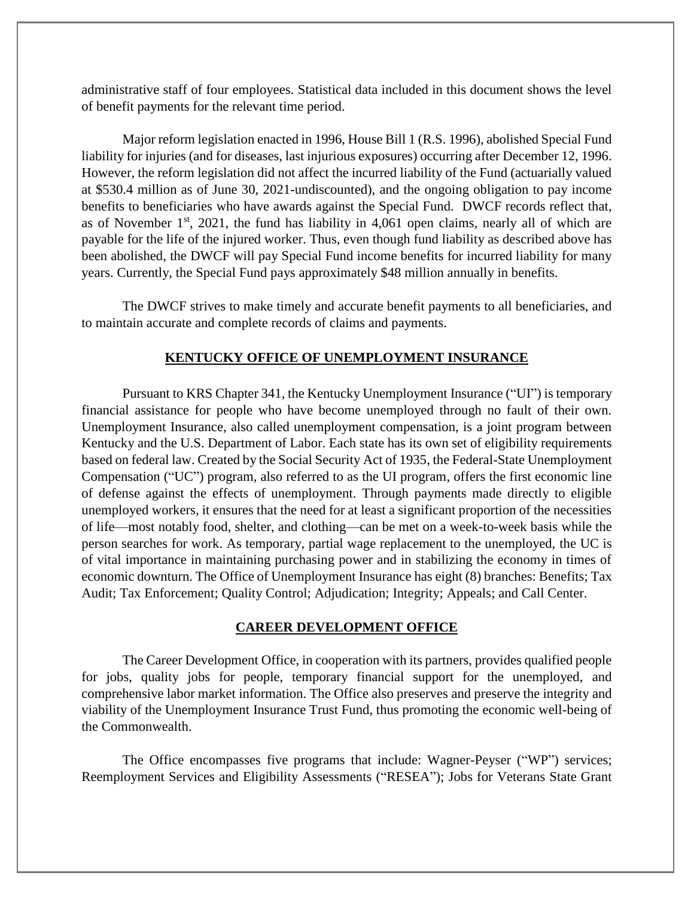administrative staff of four employees. Statistical data included in this document shows the level of benefit payments for the relevant time period.

Major reform legislation enacted in 1996, House Bill 1 (R.S. 1996), abolished Special Fund liability for injuries (and for diseases, last injurious exposures) occurring after December 12, 1996. However, the reform legislation did not affect the incurred liability of the Fund (actuarially valued at $530.4 million as of June 30, 2021-undiscounted), and the ongoing obligation to pay income benefits to beneficiaries who have awards against the Special Fund. DWCF records reflect that, as of November 1st, 2021, the fund has liability in 4,061 open claims, nearly all of which are payable for the life of the injured worker. Thus, even though fund liability as described above has been abolished, the DWCF will pay Special Fund income benefits for incurred liability for many years. Currently, the Special Fund pays approximately $48 million annually in benefits.

The DWCF strives to make timely and accurate benefit payments to all beneficiaries, and to maintain accurate and complete records of claims and payments.

## KENTUCKY OFFICE OF UNEMPLOYMENT INSURANCE

Pursuant to KRS Chapter 341, the Kentucky Unemployment Insurance ("UI") is temporary financial assistance for people who have become unemployed through no fault of their own. Unemployment Insurance, also called unemployment compensation, is a joint program between Kentucky and the U.S. Department of Labor. Each state has its own set of eligibility requirements based on federal law. Created by the Social Security Act of 1935, the Federal-State Unemployment Compensation ("UC") program, also referred to as the UI program, offers the first economic line of defense against the effects of unemployment. Through payments made directly to eligible unemployed workers, it ensures that the need for at least a significant proportion of the necessities of life—most notably food, shelter, and clothing—can be met on a week-to-week basis while the person searches for work. As temporary, partial wage replacement to the unemployed, the UC is of vital importance in maintaining purchasing power and in stabilizing the economy in times of economic downturn. The Office of Unemployment Insurance has eight (8) branches: Benefits; Tax Audit; Tax Enforcement; Quality Control; Adjudication; Integrity; Appeals; and Call Center.

## CAREER DEVELOPMENT OFFICE

The Career Development Office, in cooperation with its partners, provides qualified people for jobs, quality jobs for people, temporary financial support for the unemployed, and comprehensive labor market information. The Office also preserves and preserve the integrity and viability of the Unemployment Insurance Trust Fund, thus promoting the economic well-being of the Commonwealth.

The Office encompasses five programs that include: Wagner-Peyser ("WP") services; Reemployment Services and Eligibility Assessments ("RESEA"); Jobs for Veterans State Grant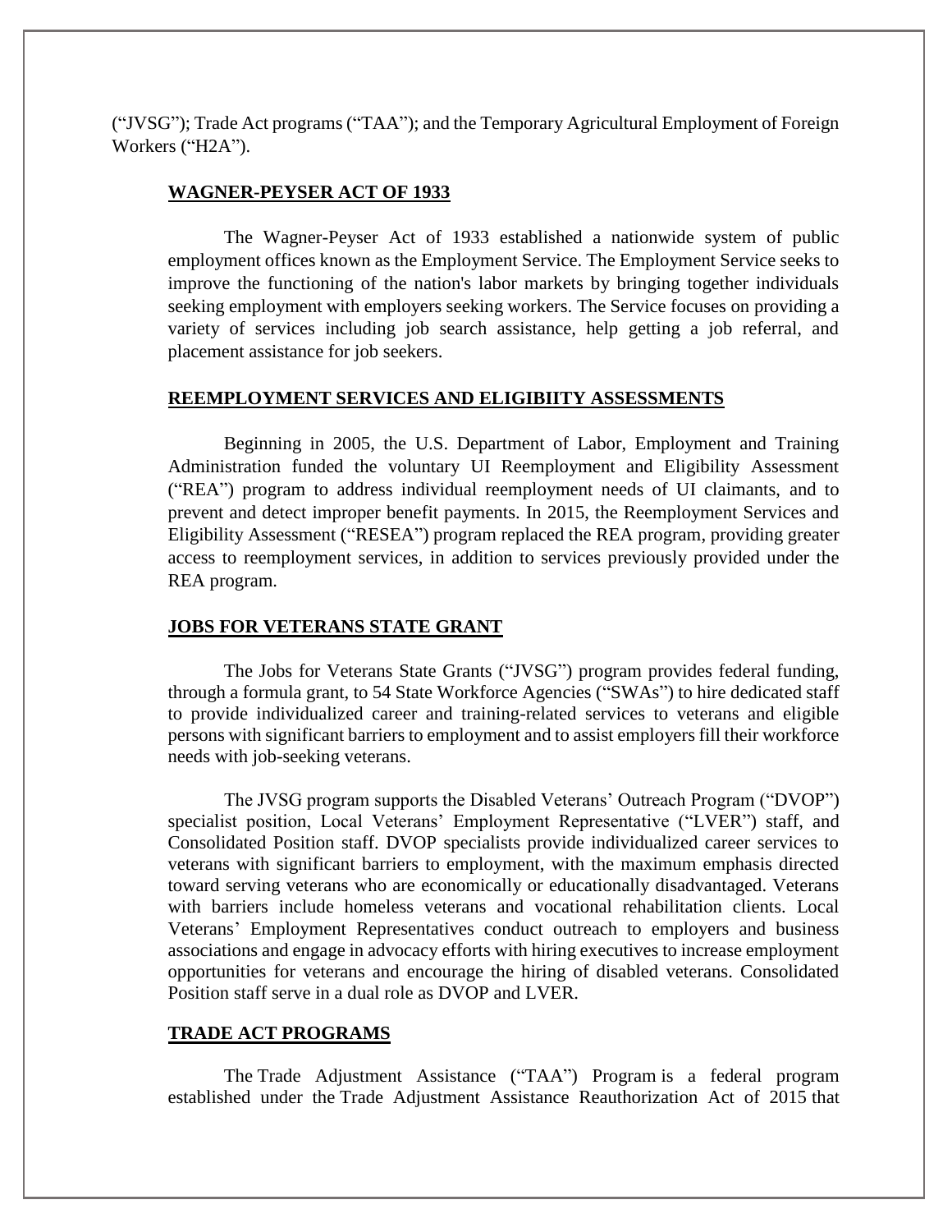("JVSG"); Trade Act programs ("TAA"); and the Temporary Agricultural Employment of Foreign Workers ("H2A").

## WAGNER-PEYSER ACT OF 1933

The Wagner-Peyser Act of 1933 established a nationwide system of public employment offices known as the Employment Service. The Employment Service seeks to improve the functioning of the nation's labor markets by bringing together individuals seeking employment with employers seeking workers. The Service focuses on providing a variety of services including job search assistance, help getting a job referral, and placement assistance for job seekers.

## REEMPLOYMENT SERVICES AND ELIGIBIITY ASSESSMENTS

Beginning in 2005, the U.S. Department of Labor, Employment and Training Administration funded the voluntary UI Reemployment and Eligibility Assessment ("REA") program to address individual reemployment needs of UI claimants, and to prevent and detect improper benefit payments. In 2015, the Reemployment Services and Eligibility Assessment ("RESEA") program replaced the REA program, providing greater access to reemployment services, in addition to services previously provided under the REA program.

## JOBS FOR VETERANS STATE GRANT

The Jobs for Veterans State Grants ("JVSG") program provides federal funding, through a formula grant, to 54 State Workforce Agencies ("SWAs") to hire dedicated staff to provide individualized career and training-related services to veterans and eligible persons with significant barriers to employment and to assist employers fill their workforce needs with job-seeking veterans.

The JVSG program supports the Disabled Veterans' Outreach Program ("DVOP") specialist position, Local Veterans' Employment Representative ("LVER") staff, and Consolidated Position staff. DVOP specialists provide individualized career services to veterans with significant barriers to employment, with the maximum emphasis directed toward serving veterans who are economically or educationally disadvantaged. Veterans with barriers include homeless veterans and vocational rehabilitation clients. Local Veterans' Employment Representatives conduct outreach to employers and business associations and engage in advocacy efforts with hiring executives to increase employment opportunities for veterans and encourage the hiring of disabled veterans. Consolidated Position staff serve in a dual role as DVOP and LVER.

## TRADE ACT PROGRAMS

The Trade Adjustment Assistance ("TAA") Program is a federal program established under the Trade Adjustment Assistance Reauthorization Act of 2015 that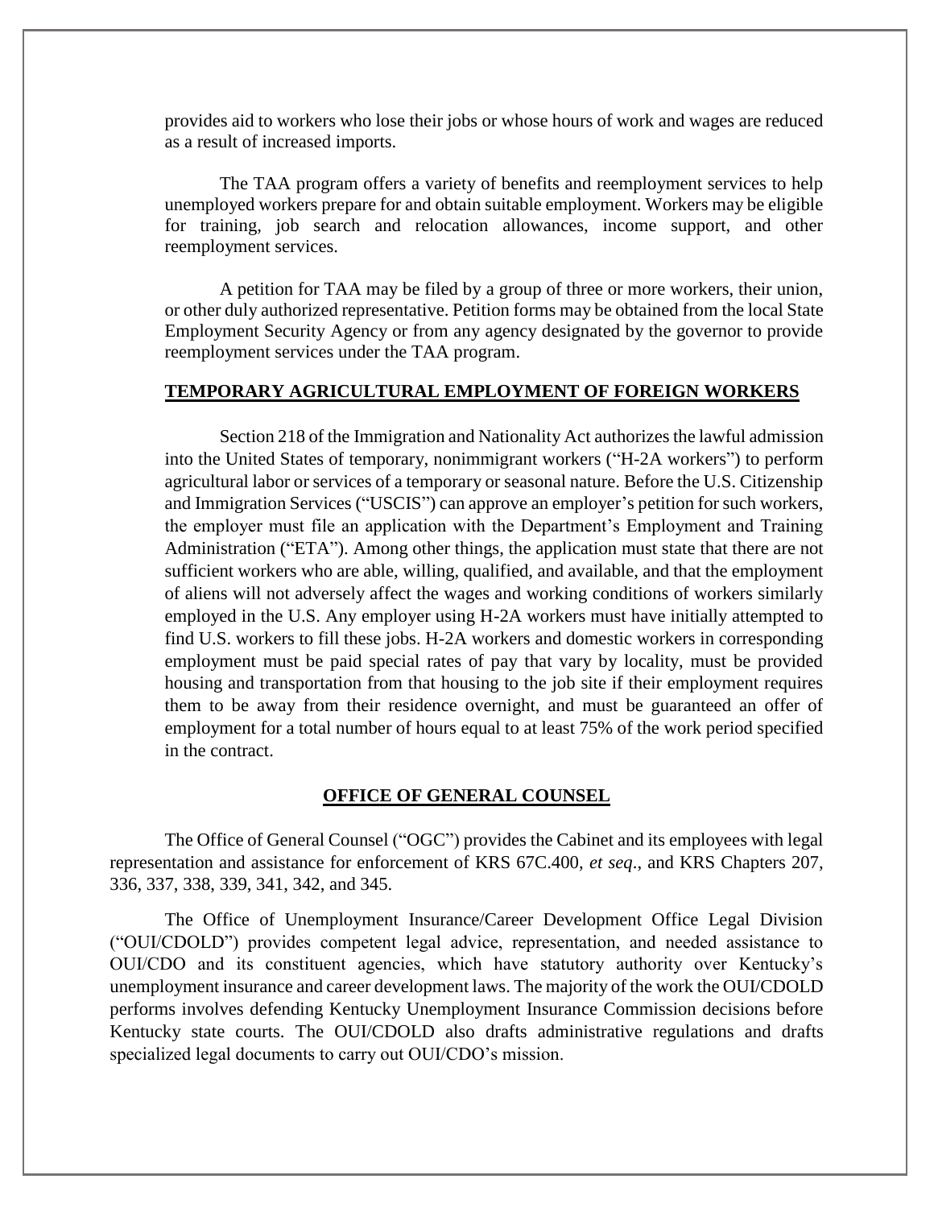provides aid to workers who lose their jobs or whose hours of work and wages are reduced as a result of increased imports.

The TAA program offers a variety of benefits and reemployment services to help unemployed workers prepare for and obtain suitable employment. Workers may be eligible for training, job search and relocation allowances, income support, and other reemployment services.

A petition for TAA may be filed by a group of three or more workers, their union, or other duly authorized representative. Petition forms may be obtained from the local State Employment Security Agency or from any agency designated by the governor to provide reemployment services under the TAA program.

## **TEMPORARY AGRICULTURAL EMPLOYMENT OF FOREIGN WORKERS**

Section 218 of the Immigration and Nationality Act authorizes the lawful admission into the United States of temporary, nonimmigrant workers ("H-2A workers") to perform agricultural labor or services of a temporary or seasonal nature. Before the U.S. Citizenship and Immigration Services ("USCIS") can approve an employer's petition for such workers, the employer must file an application with the Department's Employment and Training Administration ("ETA"). Among other things, the application must state that there are not sufficient workers who are able, willing, qualified, and available, and that the employment of aliens will not adversely affect the wages and working conditions of workers similarly employed in the U.S. Any employer using H-2A workers must have initially attempted to find U.S. workers to fill these jobs. H-2A workers and domestic workers in corresponding employment must be paid special rates of pay that vary by locality, must be provided housing and transportation from that housing to the job site if their employment requires them to be away from their residence overnight, and must be guaranteed an offer of employment for a total number of hours equal to at least 75% of the work period specified in the contract.

## **OFFICE OF GENERAL COUNSEL**

The Office of General Counsel ("OGC") provides the Cabinet and its employees with legal representation and assistance for enforcement of KRS 67C.400, *et seq*., and KRS Chapters 207, 336, 337, 338, 339, 341, 342, and 345.

The Office of Unemployment Insurance/Career Development Office Legal Division ("OUI/CDOLD") provides competent legal advice, representation, and needed assistance to OUI/CDO and its constituent agencies, which have statutory authority over Kentucky's unemployment insurance and career development laws. The majority of the work the OUI/CDOLD performs involves defending Kentucky Unemployment Insurance Commission decisions before Kentucky state courts. The OUI/CDOLD also drafts administrative regulations and drafts specialized legal documents to carry out OUI/CDO's mission.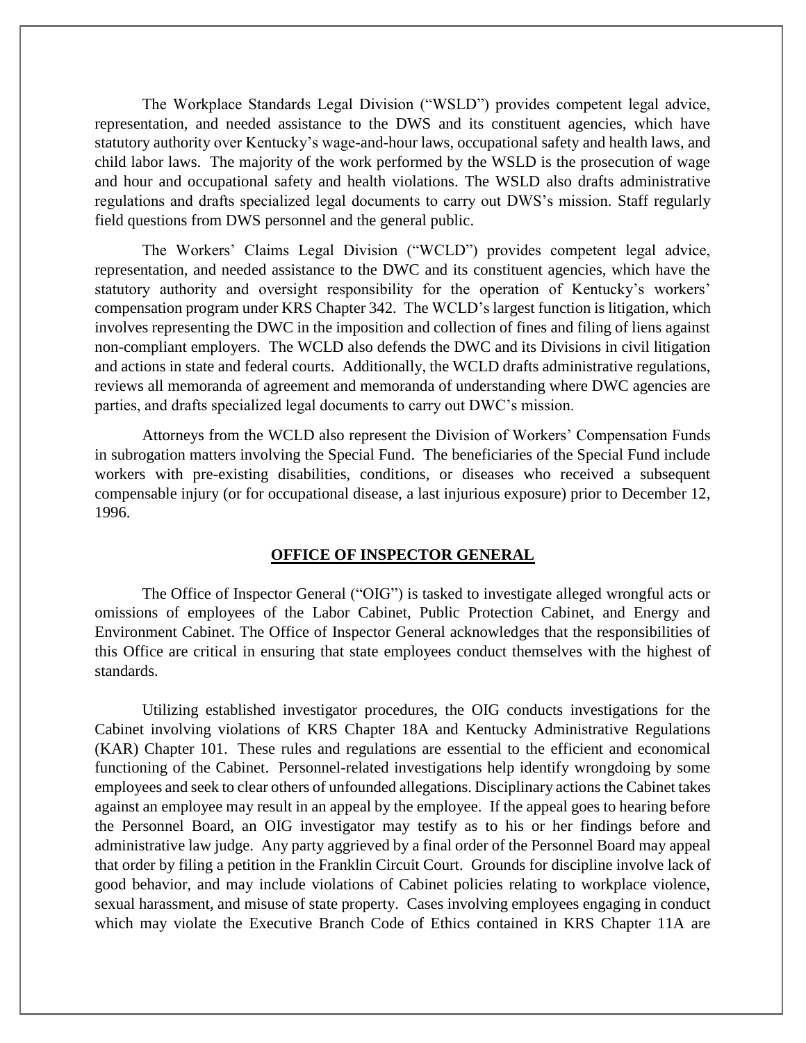The Workplace Standards Legal Division ("WSLD") provides competent legal advice, representation, and needed assistance to the DWS and its constituent agencies, which have statutory authority over Kentucky's wage-and-hour laws, occupational safety and health laws, and child labor laws. The majority of the work performed by the WSLD is the prosecution of wage and hour and occupational safety and health violations. The WSLD also drafts administrative regulations and drafts specialized legal documents to carry out DWS's mission. Staff regularly field questions from DWS personnel and the general public.

The Workers' Claims Legal Division ("WCLD") provides competent legal advice, representation, and needed assistance to the DWC and its constituent agencies, which have the statutory authority and oversight responsibility for the operation of Kentucky's workers' compensation program under KRS Chapter 342. The WCLD's largest function is litigation, which involves representing the DWC in the imposition and collection of fines and filing of liens against non-compliant employers. The WCLD also defends the DWC and its Divisions in civil litigation and actions in state and federal courts. Additionally, the WCLD drafts administrative regulations, reviews all memoranda of agreement and memoranda of understanding where DWC agencies are parties, and drafts specialized legal documents to carry out DWC's mission.

Attorneys from the WCLD also represent the Division of Workers' Compensation Funds in subrogation matters involving the Special Fund. The beneficiaries of the Special Fund include workers with pre-existing disabilities, conditions, or diseases who received a subsequent compensable injury (or for occupational disease, a last injurious exposure) prior to December 12, 1996.

## OFFICE OF INSPECTOR GENERAL

The Office of Inspector General ("OIG") is tasked to investigate alleged wrongful acts or omissions of employees of the Labor Cabinet, Public Protection Cabinet, and Energy and Environment Cabinet. The Office of Inspector General acknowledges that the responsibilities of this Office are critical in ensuring that state employees conduct themselves with the highest of standards.

Utilizing established investigator procedures, the OIG conducts investigations for the Cabinet involving violations of KRS Chapter 18A and Kentucky Administrative Regulations (KAR) Chapter 101. These rules and regulations are essential to the efficient and economical functioning of the Cabinet. Personnel-related investigations help identify wrongdoing by some employees and seek to clear others of unfounded allegations. Disciplinary actions the Cabinet takes against an employee may result in an appeal by the employee. If the appeal goes to hearing before the Personnel Board, an OIG investigator may testify as to his or her findings before and administrative law judge. Any party aggrieved by a final order of the Personnel Board may appeal that order by filing a petition in the Franklin Circuit Court. Grounds for discipline involve lack of good behavior, and may include violations of Cabinet policies relating to workplace violence, sexual harassment, and misuse of state property. Cases involving employees engaging in conduct which may violate the Executive Branch Code of Ethics contained in KRS Chapter 11A are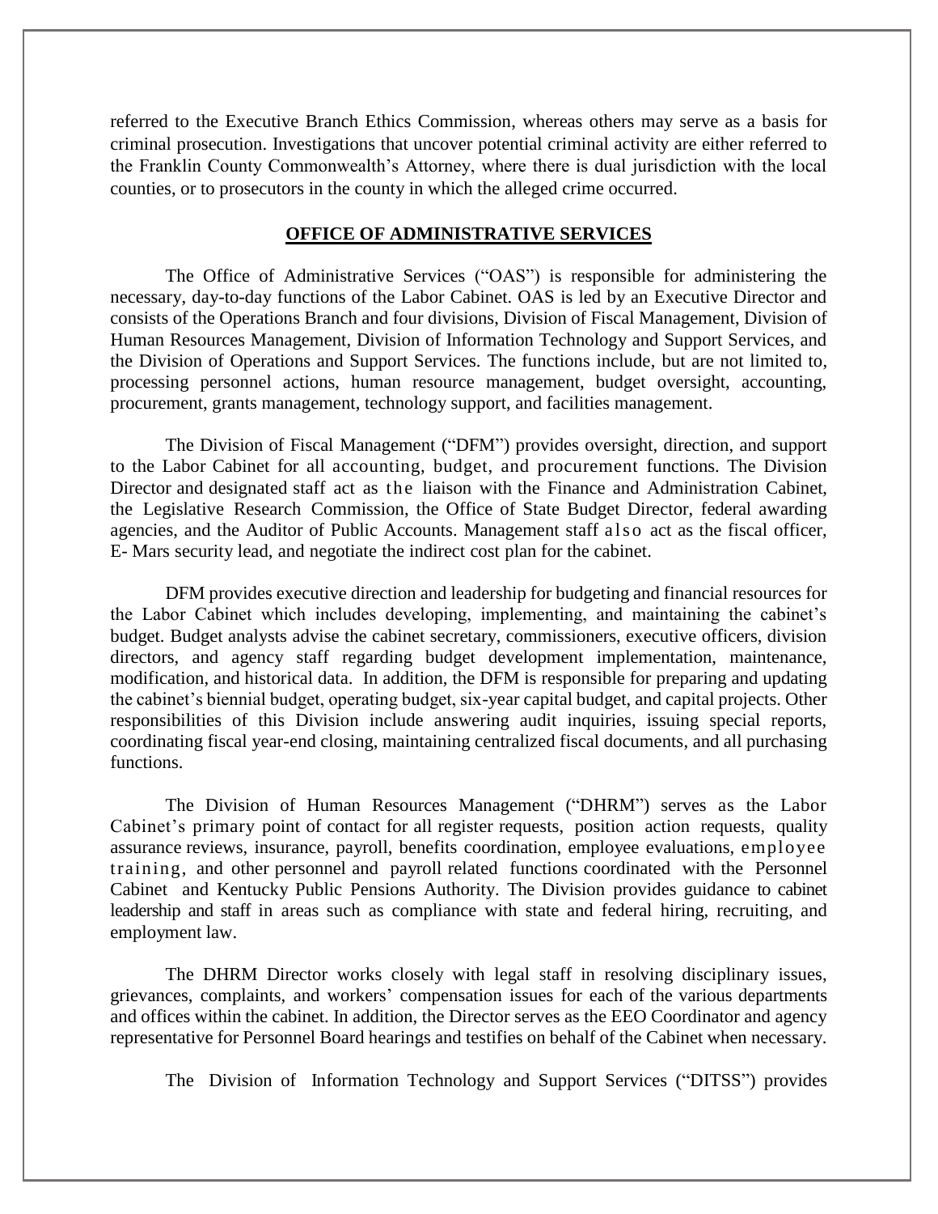referred to the Executive Branch Ethics Commission, whereas others may serve as a basis for criminal prosecution. Investigations that uncover potential criminal activity are either referred to the Franklin County Commonwealth's Attorney, where there is dual jurisdiction with the local counties, or to prosecutors in the county in which the alleged crime occurred.

## OFFICE OF ADMINISTRATIVE SERVICES

The Office of Administrative Services ("OAS") is responsible for administering the necessary, day-to-day functions of the Labor Cabinet. OAS is led by an Executive Director and consists of the Operations Branch and four divisions, Division of Fiscal Management, Division of Human Resources Management, Division of Information Technology and Support Services, and the Division of Operations and Support Services. The functions include, but are not limited to, processing personnel actions, human resource management, budget oversight, accounting, procurement, grants management, technology support, and facilities management.

The Division of Fiscal Management ("DFM") provides oversight, direction, and support to the Labor Cabinet for all accounting, budget, and procurement functions. The Division Director and designated staff act as the liaison with the Finance and Administration Cabinet, the Legislative Research Commission, the Office of State Budget Director, federal awarding agencies, and the Auditor of Public Accounts. Management staff also act as the fiscal officer, E- Mars security lead, and negotiate the indirect cost plan for the cabinet.

DFM provides executive direction and leadership for budgeting and financial resources for the Labor Cabinet which includes developing, implementing, and maintaining the cabinet's budget. Budget analysts advise the cabinet secretary, commissioners, executive officers, division directors, and agency staff regarding budget development implementation, maintenance, modification, and historical data. In addition, the DFM is responsible for preparing and updating the cabinet's biennial budget, operating budget, six-year capital budget, and capital projects. Other responsibilities of this Division include answering audit inquiries, issuing special reports, coordinating fiscal year-end closing, maintaining centralized fiscal documents, and all purchasing functions.

The Division of Human Resources Management ("DHRM") serves as the Labor Cabinet's primary point of contact for all register requests, position action requests, quality assurance reviews, insurance, payroll, benefits coordination, employee evaluations, employee training, and other personnel and payroll related functions coordinated with the Personnel Cabinet and Kentucky Public Pensions Authority. The Division provides guidance to cabinet leadership and staff in areas such as compliance with state and federal hiring, recruiting, and employment law.

The DHRM Director works closely with legal staff in resolving disciplinary issues, grievances, complaints, and workers' compensation issues for each of the various departments and offices within the cabinet. In addition, the Director serves as the EEO Coordinator and agency representative for Personnel Board hearings and testifies on behalf of the Cabinet when necessary.

The Division of Information Technology and Support Services ("DITSS") provides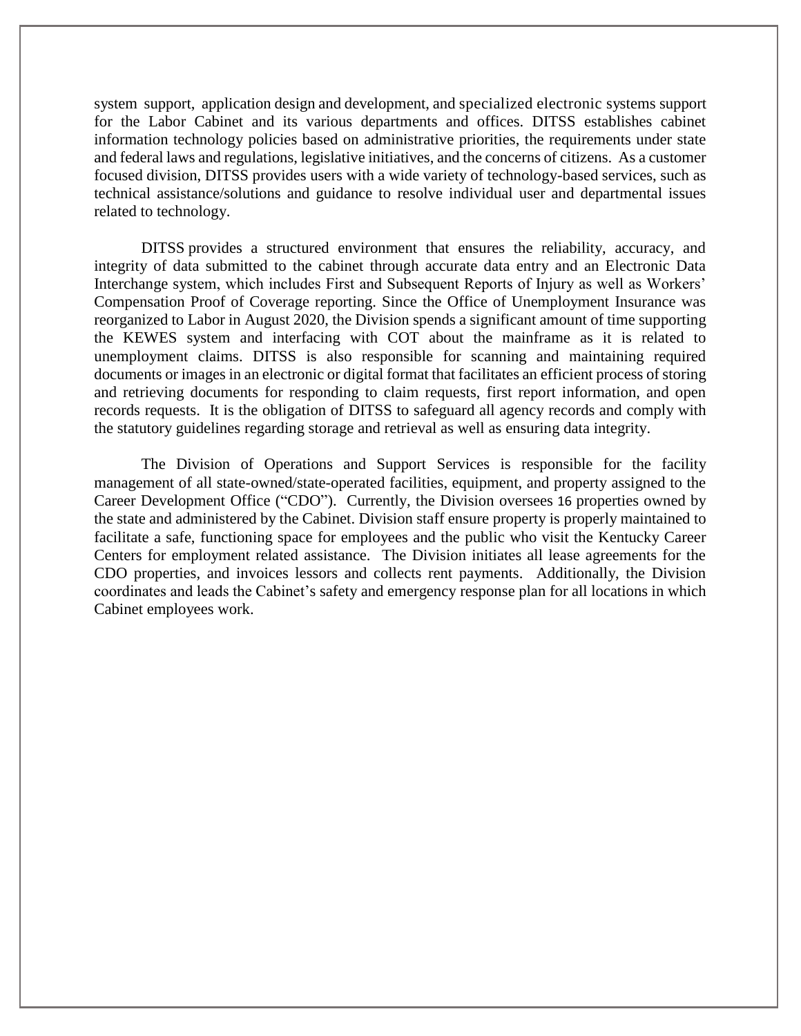system support, application design and development, and specialized electronic systems support for the Labor Cabinet and its various departments and offices. DITSS establishes cabinet information technology policies based on administrative priorities, the requirements under state and federal laws and regulations, legislative initiatives, and the concerns of citizens. As a customer focused division, DITSS provides users with a wide variety of technology-based services, such as technical assistance/solutions and guidance to resolve individual user and departmental issues related to technology.

DITSS provides a structured environment that ensures the reliability, accuracy, and integrity of data submitted to the cabinet through accurate data entry and an Electronic Data Interchange system, which includes First and Subsequent Reports of Injury as well as Workers' Compensation Proof of Coverage reporting. Since the Office of Unemployment Insurance was reorganized to Labor in August 2020, the Division spends a significant amount of time supporting the KEWES system and interfacing with COT about the mainframe as it is related to unemployment claims. DITSS is also responsible for scanning and maintaining required documents or images in an electronic or digital format that facilitates an efficient process of storing and retrieving documents for responding to claim requests, first report information, and open records requests. It is the obligation of DITSS to safeguard all agency records and comply with the statutory guidelines regarding storage and retrieval as well as ensuring data integrity.

The Division of Operations and Support Services is responsible for the facility management of all state-owned/state-operated facilities, equipment, and property assigned to the Career Development Office ("CDO"). Currently, the Division oversees 16 properties owned by the state and administered by the Cabinet. Division staff ensure property is properly maintained to facilitate a safe, functioning space for employees and the public who visit the Kentucky Career Centers for employment related assistance. The Division initiates all lease agreements for the CDO properties, and invoices lessors and collects rent payments. Additionally, the Division coordinates and leads the Cabinet's safety and emergency response plan for all locations in which Cabinet employees work.